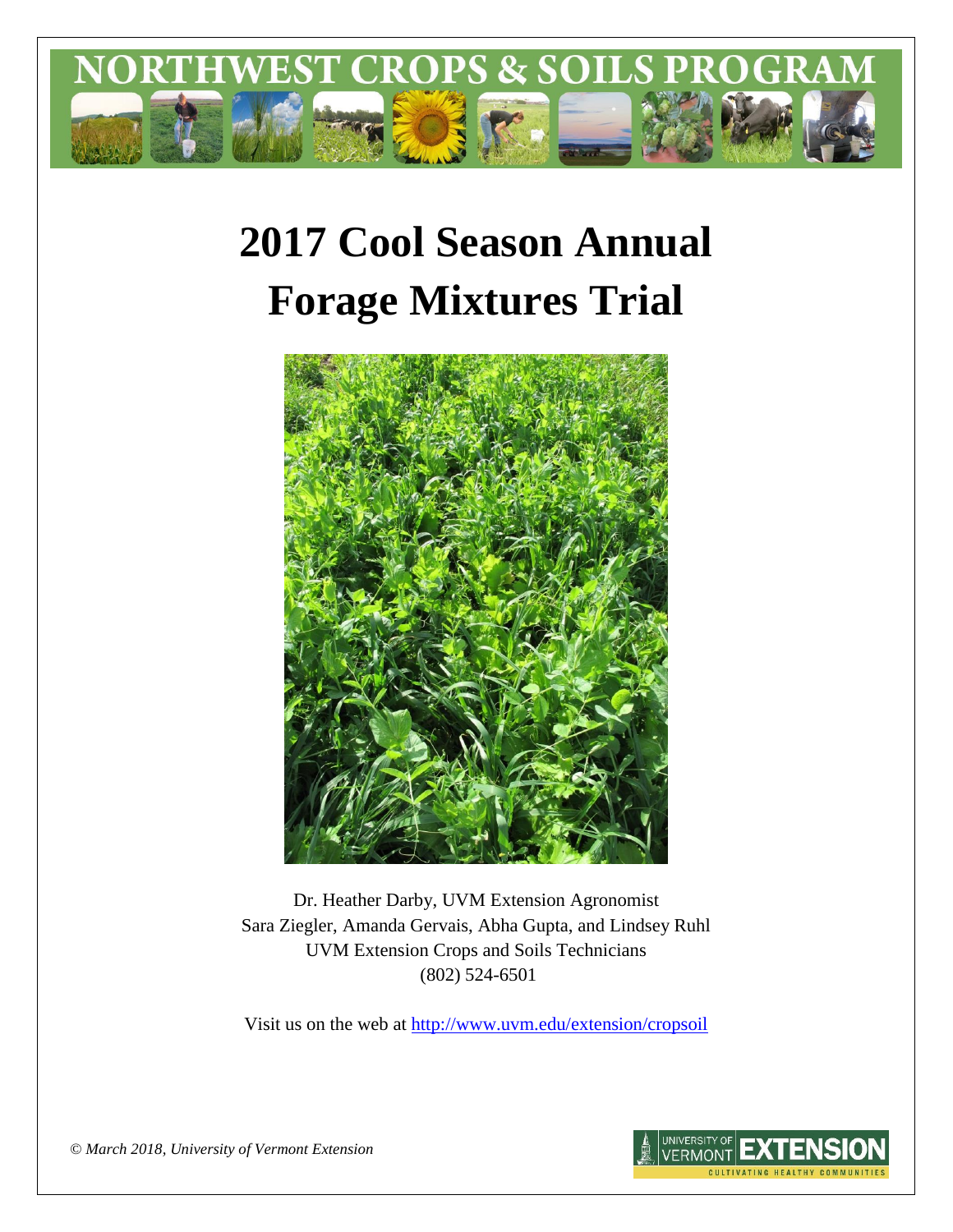# NORTHWEST CROPS & SOILS PROGRAM

# 2017 Cool Season Annual Forage Mixtures Trial

Dr. Heather Darby, UVM Extension Agronomist
Sara Ziegler, Amanda Gervais, Abha Gupta, and Lindsey Ruhl
UVM Extension Crops and Soils Technicians
(802) 524-6501

Visit us on the web at http://www.uvm.edu/extension/cropsoil

*© March 2018, University of Vermont Extension*

UNIVERSITY OF VERMONT EXTENSION
CULTIVATING HEALTHY COMMUNITIES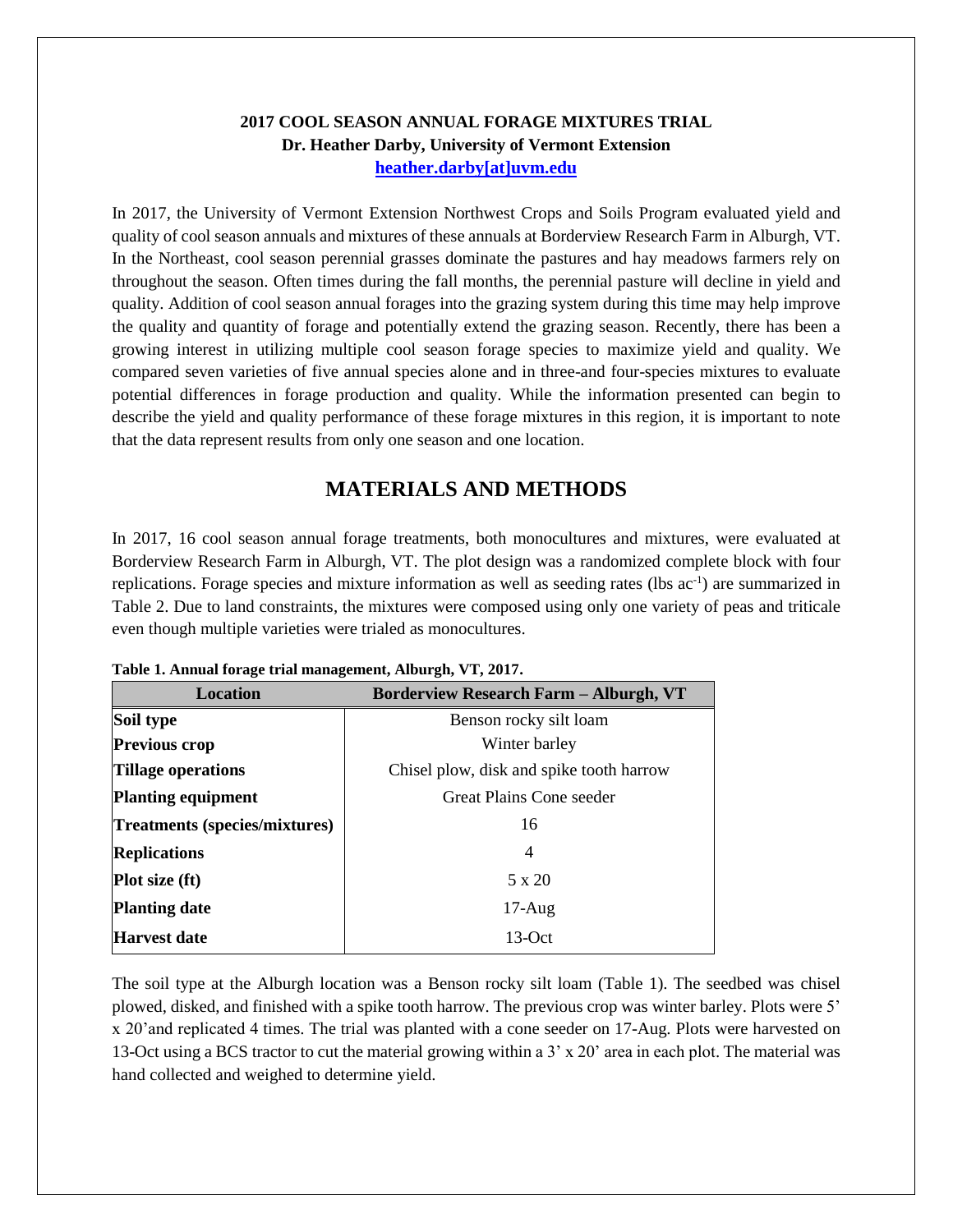**2017 COOL SEASON ANNUAL FORAGE MIXTURES TRIAL**
**Dr. Heather Darby, University of Vermont Extension**
**heather.darby[at]uvm.edu**

In 2017, the University of Vermont Extension Northwest Crops and Soils Program evaluated yield and quality of cool season annuals and mixtures of these annuals at Borderview Research Farm in Alburgh, VT. In the Northeast, cool season perennial grasses dominate the pastures and hay meadows farmers rely on throughout the season. Often times during the fall months, the perennial pasture will decline in yield and quality. Addition of cool season annual forages into the grazing system during this time may help improve the quality and quantity of forage and potentially extend the grazing season. Recently, there has been a growing interest in utilizing multiple cool season forage species to maximize yield and quality. We compared seven varieties of five annual species alone and in three-and four-species mixtures to evaluate potential differences in forage production and quality. While the information presented can begin to describe the yield and quality performance of these forage mixtures in this region, it is important to note that the data represent results from only one season and one location.

## MATERIALS AND METHODS

In 2017, 16 cool season annual forage treatments, both monocultures and mixtures, were evaluated at Borderview Research Farm in Alburgh, VT. The plot design was a randomized complete block with four replications. Forage species and mixture information as well as seeding rates (lbs $ac^{-1}$) are summarized in Table 2. Due to land constraints, the mixtures were composed using only one variety of peas and triticale even though multiple varieties were trialed as monocultures.

**Table 1. Annual forage trial management, Alburgh, VT, 2017.**

| Location | Borderview Research Farm – Alburgh, VT |
|---|---|
| **Soil type** | Benson rocky silt loam |
| **Previous crop** | Winter barley |
| **Tillage operations** | Chisel plow, disk and spike tooth harrow |
| **Planting equipment** | Great Plains Cone seeder |
| **Treatments (species/mixtures)** | 16 |
| **Replications** | 4 |
| **Plot size (ft)** | 5 x 20 |
| **Planting date** | 17-Aug |
| **Harvest date** | 13-Oct |

The soil type at the Alburgh location was a Benson rocky silt loam (Table 1). The seedbed was chisel plowed, disked, and finished with a spike tooth harrow. The previous crop was winter barley. Plots were 5' x 20'and replicated 4 times. The trial was planted with a cone seeder on 17-Aug. Plots were harvested on 13-Oct using a BCS tractor to cut the material growing within a 3' x 20' area in each plot. The material was hand collected and weighed to determine yield.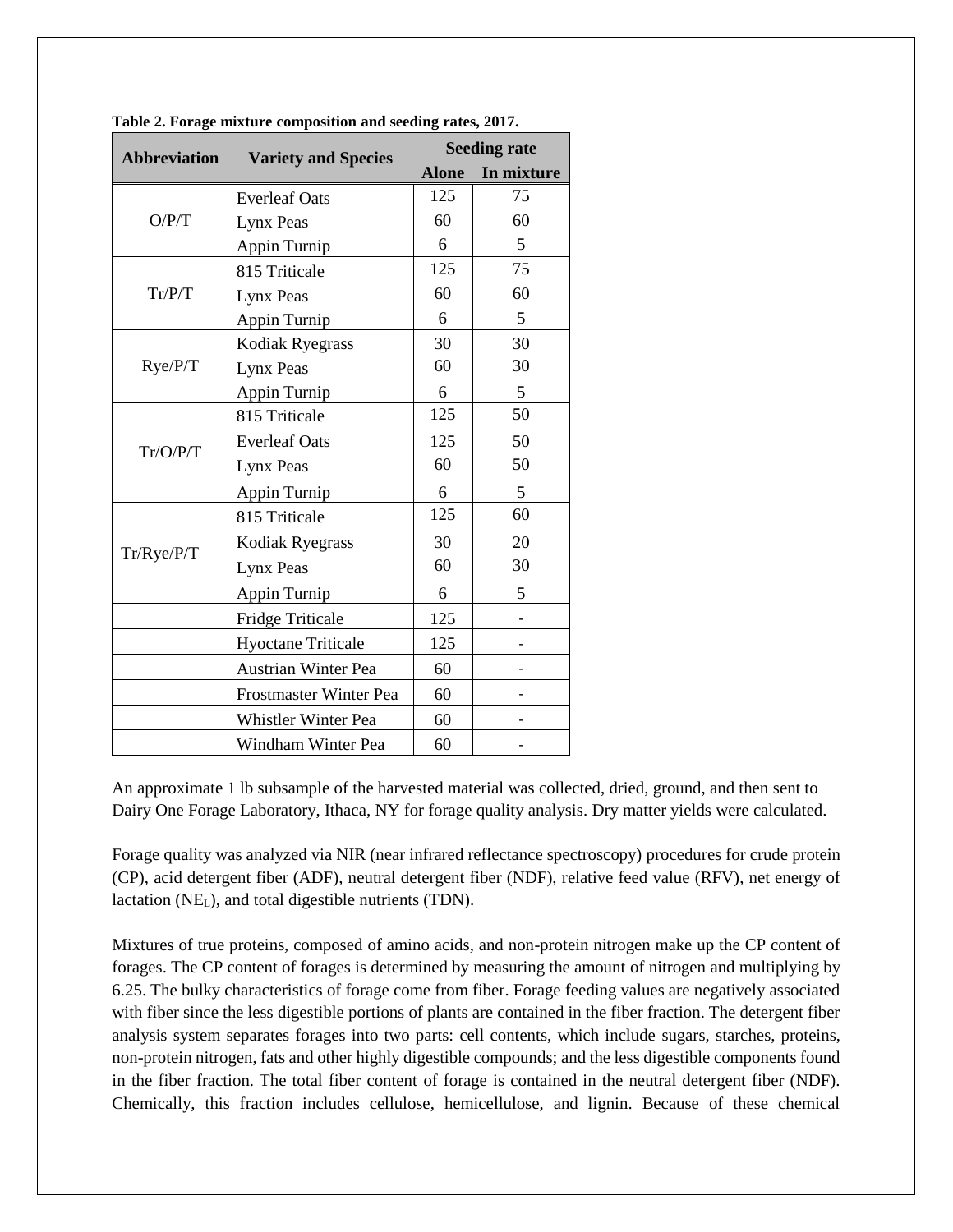**Table 2. Forage mixture composition and seeding rates, 2017.**

| Abbreviation | Variety and Species | Seeding rate | |
|---|---|---|---|
| | | Alone | In mixture |
| O/P/T | Everleaf Oats | 125 | 75 |
| | Lynx Peas | 60 | 60 |
| | Appin Turnip | 6 | 5 |
| Tr/P/T | 815 Triticale | 125 | 75 |
| | Lynx Peas | 60 | 60 |
| | Appin Turnip | 6 | 5 |
| Rye/P/T | Kodiak Ryegrass | 30 | 30 |
| | Lynx Peas | 60 | 30 |
| | Appin Turnip | 6 | 5 |
| Tr/O/P/T | 815 Triticale | 125 | 50 |
| | Everleaf Oats | 125 | 50 |
| | Lynx Peas | 60 | 50 |
| | Appin Turnip | 6 | 5 |
| Tr/Rye/P/T | 815 Triticale | 125 | 60 |
| | Kodiak Ryegrass | 30 | 20 |
| | Lynx Peas | 60 | 30 |
| | Appin Turnip | 6 | 5 |
| | Fridge Triticale | 125 | - |
| | Hyoctane Triticale | 125 | - |
| | Austrian Winter Pea | 60 | - |
| | Frostmaster Winter Pea | 60 | - |
| | Whistler Winter Pea | 60 | - |
| | Windham Winter Pea | 60 | - |

An approximate 1 lb subsample of the harvested material was collected, dried, ground, and then sent to Dairy One Forage Laboratory, Ithaca, NY for forage quality analysis. Dry matter yields were calculated.

Forage quality was analyzed via NIR (near infrared reflectance spectroscopy) procedures for crude protein (CP), acid detergent fiber (ADF), neutral detergent fiber (NDF), relative feed value (RFV), net energy of lactation ($NE_L$), and total digestible nutrients (TDN).

Mixtures of true proteins, composed of amino acids, and non-protein nitrogen make up the CP content of forages. The CP content of forages is determined by measuring the amount of nitrogen and multiplying by 6.25. The bulky characteristics of forage come from fiber. Forage feeding values are negatively associated with fiber since the less digestible portions of plants are contained in the fiber fraction. The detergent fiber analysis system separates forages into two parts: cell contents, which include sugars, starches, proteins, non-protein nitrogen, fats and other highly digestible compounds; and the less digestible components found in the fiber fraction. The total fiber content of forage is contained in the neutral detergent fiber (NDF). Chemically, this fraction includes cellulose, hemicellulose, and lignin. Because of these chemical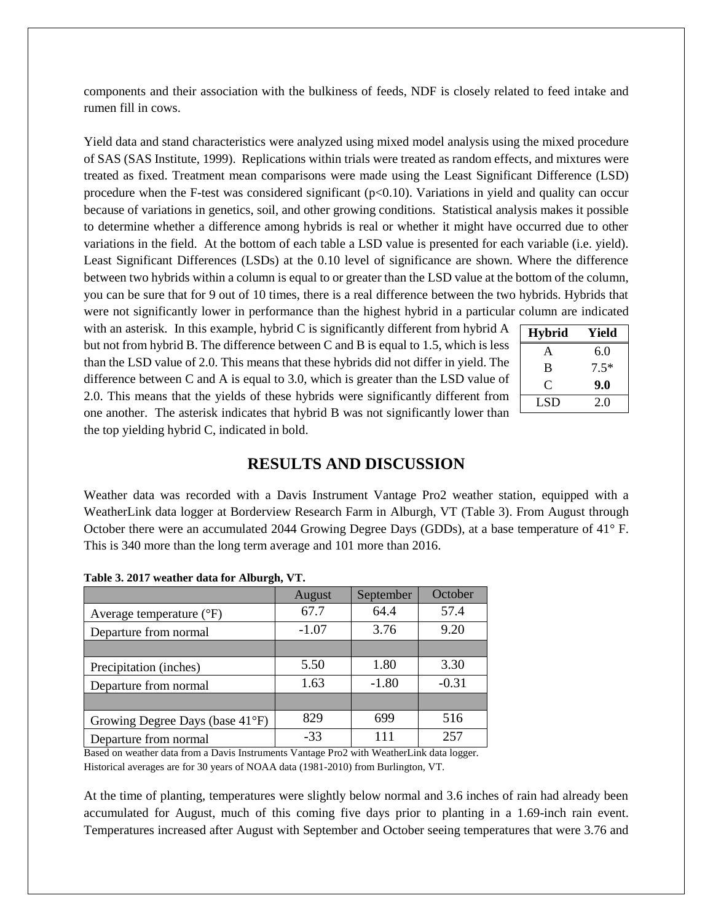components and their association with the bulkiness of feeds, NDF is closely related to feed intake and rumen fill in cows.

Yield data and stand characteristics were analyzed using mixed model analysis using the mixed procedure of SAS (SAS Institute, 1999). Replications within trials were treated as random effects, and mixtures were treated as fixed. Treatment mean comparisons were made using the Least Significant Difference (LSD) procedure when the F-test was considered significant ($p<0.10$). Variations in yield and quality can occur because of variations in genetics, soil, and other growing conditions. Statistical analysis makes it possible to determine whether a difference among hybrids is real or whether it might have occurred due to other variations in the field. At the bottom of each table a LSD value is presented for each variable (i.e. yield). Least Significant Differences (LSDs) at the 0.10 level of significance are shown. Where the difference between two hybrids within a column is equal to or greater than the LSD value at the bottom of the column, you can be sure that for 9 out of 10 times, there is a real difference between the two hybrids. Hybrids that were not significantly lower in performance than the highest hybrid in a particular column are indicated with an asterisk. In this example, hybrid C is significantly different from hybrid A but not from hybrid B. The difference between C and B is equal to 1.5, which is less than the LSD value of 2.0. This means that these hybrids did not differ in yield. The difference between C and A is equal to 3.0, which is greater than the LSD value of 2.0. This means that the yields of these hybrids were significantly different from one another. The asterisk indicates that hybrid B was not significantly lower than the top yielding hybrid C, indicated in bold.

| Hybrid | Yield |
|---|---|
| A | 6.0 |
| B | 7.5* |
| C | **9.0** |
| LSD | 2.0 |

## RESULTS AND DISCUSSION

Weather data was recorded with a Davis Instrument Vantage Pro2 weather station, equipped with a WeatherLink data logger at Borderview Research Farm in Alburgh, VT (Table 3). From August through October there were an accumulated 2044 Growing Degree Days (GDDs), at a base temperature of 41° F. This is 340 more than the long term average and 101 more than 2016.

**Table 3. 2017 weather data for Alburgh, VT.**

| | August | September | October |
|---|---|---|---|
| Average temperature (°F) | 67.7 | 64.4 | 57.4 |
| Departure from normal | -1.07 | 3.76 | 9.20 |
| | | | |
| Precipitation (inches) | 5.50 | 1.80 | 3.30 |
| Departure from normal | 1.63 | -1.80 | -0.31 |
| | | | |
| Growing Degree Days (base 41°F) | 829 | 699 | 516 |
| Departure from normal | -33 | 111 | 257 |

Based on weather data from a Davis Instruments Vantage Pro2 with WeatherLink data logger.
Historical averages are for 30 years of NOAA data (1981-2010) from Burlington, VT.

At the time of planting, temperatures were slightly below normal and 3.6 inches of rain had already been accumulated for August, much of this coming five days prior to planting in a 1.69-inch rain event. Temperatures increased after August with September and October seeing temperatures that were 3.76 and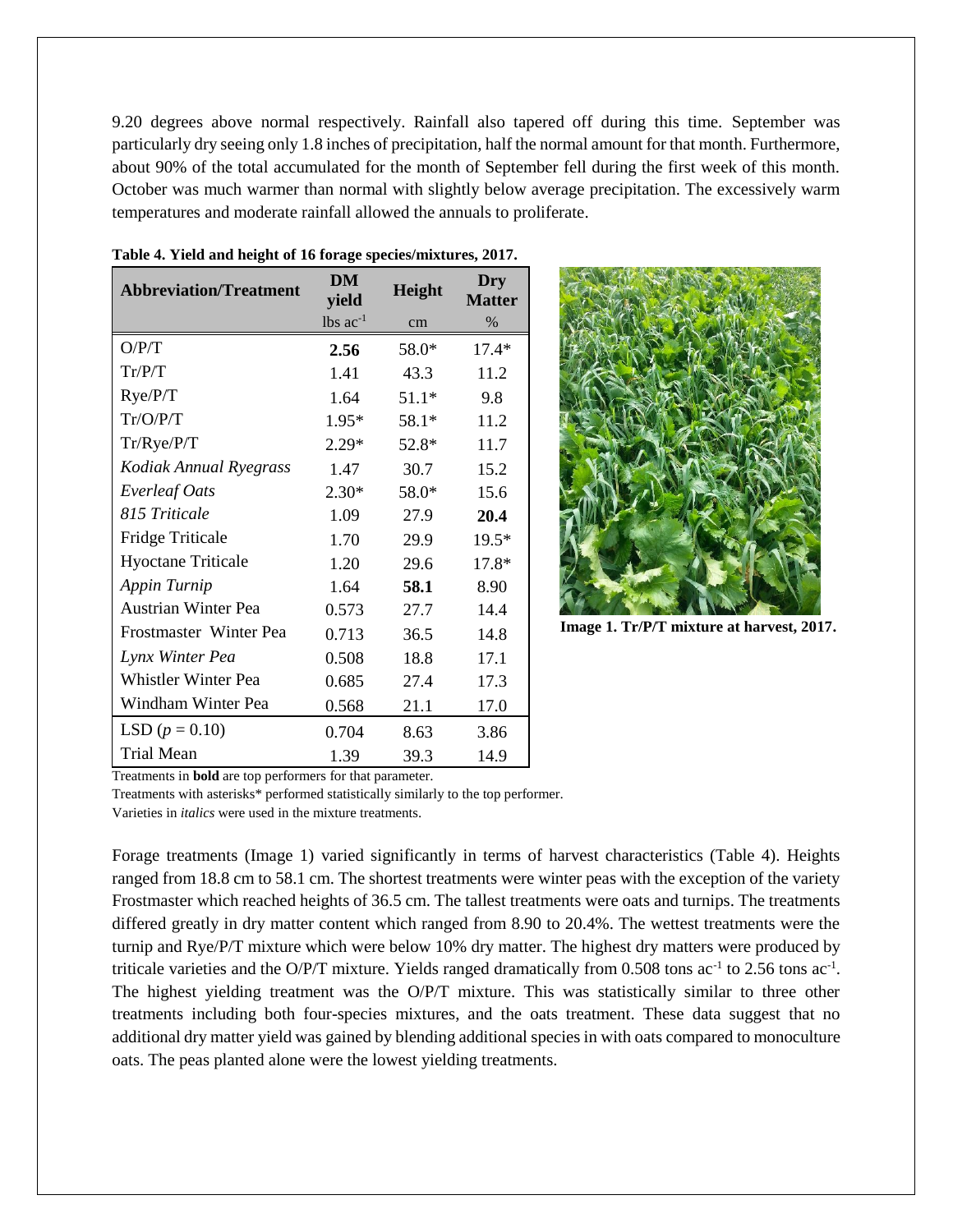9.20 degrees above normal respectively. Rainfall also tapered off during this time. September was particularly dry seeing only 1.8 inches of precipitation, half the normal amount for that month. Furthermore, about 90% of the total accumulated for the month of September fell during the first week of this month. October was much warmer than normal with slightly below average precipitation. The excessively warm temperatures and moderate rainfall allowed the annuals to proliferate.

**Table 4. Yield and height of 16 forage species/mixtures, 2017.**

| Abbreviation/Treatment | DM yield | Height | Dry Matter |
|---|---|---|---|
| | lbs $ac^{-1}$ | cm | % |
| O/P/T | **2.56** | 58.0* | 17.4* |
| Tr/P/T | 1.41 | 43.3 | 11.2 |
| Rye/P/T | 1.64 | 51.1* | 9.8 |
| Tr/O/P/T | 1.95* | 58.1* | 11.2 |
| Tr/Rye/P/T | 2.29* | 52.8* | 11.7 |
| *Kodiak Annual Ryegrass* | 1.47 | 30.7 | 15.2 |
| *Everleaf Oats* | 2.30* | 58.0* | 15.6 |
| *815 Triticale* | 1.09 | 27.9 | **20.4** |
| Fridge Triticale | 1.70 | 29.9 | 19.5* |
| Hyoctane Triticale | 1.20 | 29.6 | 17.8* |
| *Appin Turnip* | 1.64 | **58.1** | 8.90 |
| Austrian Winter Pea | 0.573 | 27.7 | 14.4 |
| Frostmaster Winter Pea | 0.713 | 36.5 | 14.8 |
| *Lynx Winter Pea* | 0.508 | 18.8 | 17.1 |
| Whistler Winter Pea | 0.685 | 27.4 | 17.3 |
| Windham Winter Pea | 0.568 | 21.1 | 17.0 |
| LSD ($p = 0.10$) | 0.704 | 8.63 | 3.86 |
| Trial Mean | 1.39 | 39.3 | 14.9 |

Treatments in **bold** are top performers for that parameter.
Treatments with asterisks* performed statistically similarly to the top performer.
Varieties in *italics* were used in the mixture treatments.

**Image 1. Tr/P/T mixture at harvest, 2017.**

Forage treatments (Image 1) varied significantly in terms of harvest characteristics (Table 4). Heights ranged from 18.8 cm to 58.1 cm. The shortest treatments were winter peas with the exception of the variety Frostmaster which reached heights of 36.5 cm. The tallest treatments were oats and turnips. The treatments differed greatly in dry matter content which ranged from 8.90 to 20.4%. The wettest treatments were the turnip and Rye/P/T mixture which were below 10% dry matter. The highest dry matters were produced by triticale varieties and the O/P/T mixture. Yields ranged dramatically from 0.508 tons $ac^{-1}$ to 2.56 tons $ac^{-1}$. The highest yielding treatment was the O/P/T mixture. This was statistically similar to three other treatments including both four-species mixtures, and the oats treatment. These data suggest that no additional dry matter yield was gained by blending additional species in with oats compared to monoculture oats. The peas planted alone were the lowest yielding treatments.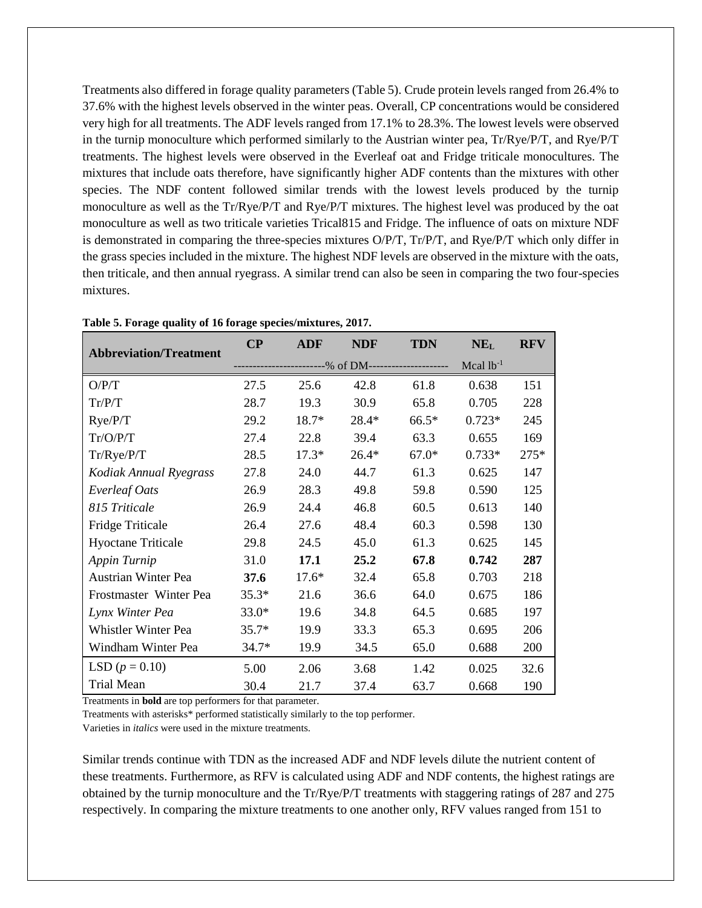Treatments also differed in forage quality parameters (Table 5). Crude protein levels ranged from 26.4% to 37.6% with the highest levels observed in the winter peas. Overall, CP concentrations would be considered very high for all treatments. The ADF levels ranged from 17.1% to 28.3%. The lowest levels were observed in the turnip monoculture which performed similarly to the Austrian winter pea, Tr/Rye/P/T, and Rye/P/T treatments. The highest levels were observed in the Everleaf oat and Fridge triticale monocultures. The mixtures that include oats therefore, have significantly higher ADF contents than the mixtures with other species. The NDF content followed similar trends with the lowest levels produced by the turnip monoculture as well as the Tr/Rye/P/T and Rye/P/T mixtures. The highest level was produced by the oat monoculture as well as two triticale varieties Trical815 and Fridge. The influence of oats on mixture NDF is demonstrated in comparing the three-species mixtures O/P/T, Tr/P/T, and Rye/P/T which only differ in the grass species included in the mixture. The highest NDF levels are observed in the mixture with the oats, then triticale, and then annual ryegrass. A similar trend can also be seen in comparing the two four-species mixtures.

**Table 5. Forage quality of 16 forage species/mixtures, 2017.**

| Abbreviation/Treatment | CP | ADF | NDF | TDN | $NE_L$ | RFV |
|---|---|---|---|---|---|---|
| | % of DM | | | | Mcal $lb^{-1}$ | |
| O/P/T | 27.5 | 25.6 | 42.8 | 61.8 | 0.638 | 151 |
| Tr/P/T | 28.7 | 19.3 | 30.9 | 65.8 | 0.705 | 228 |
| Rye/P/T | 29.2 | 18.7* | 28.4* | 66.5* | 0.723* | 245 |
| Tr/O/P/T | 27.4 | 22.8 | 39.4 | 63.3 | 0.655 | 169 |
| Tr/Rye/P/T | 28.5 | 17.3* | 26.4* | 67.0* | 0.733* | 275* |
| *Kodiak Annual Ryegrass* | 27.8 | 24.0 | 44.7 | 61.3 | 0.625 | 147 |
| *Everleaf Oats* | 26.9 | 28.3 | 49.8 | 59.8 | 0.590 | 125 |
| *815 Triticale* | 26.9 | 24.4 | 46.8 | 60.5 | 0.613 | 140 |
| Fridge Triticale | 26.4 | 27.6 | 48.4 | 60.3 | 0.598 | 130 |
| Hyoctane Triticale | 29.8 | 24.5 | 45.0 | 61.3 | 0.625 | 145 |
| *Appin Turnip* | 31.0 | **17.1** | **25.2** | **67.8** | **0.742** | **287** |
| Austrian Winter Pea | **37.6** | 17.6* | 32.4 | 65.8 | 0.703 | 218 |
| Frostmaster Winter Pea | 35.3* | 21.6 | 36.6 | 64.0 | 0.675 | 186 |
| *Lynx Winter Pea* | 33.0* | 19.6 | 34.8 | 64.5 | 0.685 | 197 |
| Whistler Winter Pea | 35.7* | 19.9 | 33.3 | 65.3 | 0.695 | 206 |
| Windham Winter Pea | 34.7* | 19.9 | 34.5 | 65.0 | 0.688 | 200 |
| LSD ($p$ = 0.10) | 5.00 | 2.06 | 3.68 | 1.42 | 0.025 | 32.6 |
| Trial Mean | 30.4 | 21.7 | 37.4 | 63.7 | 0.668 | 190 |

Treatments in **bold** are top performers for that parameter.
Treatments with asterisks* performed statistically similarly to the top performer.
Varieties in *italics* were used in the mixture treatments.

Similar trends continue with TDN as the increased ADF and NDF levels dilute the nutrient content of these treatments. Furthermore, as RFV is calculated using ADF and NDF contents, the highest ratings are obtained by the turnip monoculture and the Tr/Rye/P/T treatments with staggering ratings of 287 and 275 respectively. In comparing the mixture treatments to one another only, RFV values ranged from 151 to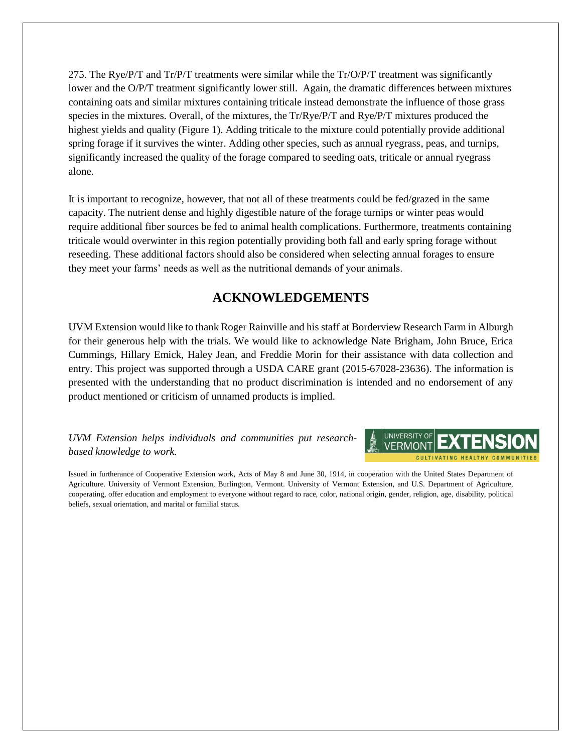275. The Rye/P/T and Tr/P/T treatments were similar while the Tr/O/P/T treatment was significantly lower and the O/P/T treatment significantly lower still. Again, the dramatic differences between mixtures containing oats and similar mixtures containing triticale instead demonstrate the influence of those grass species in the mixtures. Overall, of the mixtures, the Tr/Rye/P/T and Rye/P/T mixtures produced the highest yields and quality (Figure 1). Adding triticale to the mixture could potentially provide additional spring forage if it survives the winter. Adding other species, such as annual ryegrass, peas, and turnips, significantly increased the quality of the forage compared to seeding oats, triticale or annual ryegrass alone.

It is important to recognize, however, that not all of these treatments could be fed/grazed in the same capacity. The nutrient dense and highly digestible nature of the forage turnips or winter peas would require additional fiber sources be fed to animal health complications. Furthermore, treatments containing triticale would overwinter in this region potentially providing both fall and early spring forage without reseeding. These additional factors should also be considered when selecting annual forages to ensure they meet your farms' needs as well as the nutritional demands of your animals.

## ACKNOWLEDGEMENTS

UVM Extension would like to thank Roger Rainville and his staff at Borderview Research Farm in Alburgh for their generous help with the trials. We would like to acknowledge Nate Brigham, John Bruce, Erica Cummings, Hillary Emick, Haley Jean, and Freddie Morin for their assistance with data collection and entry. This project was supported through a USDA CARE grant (2015-67028-23636). The information is presented with the understanding that no product discrimination is intended and no endorsement of any product mentioned or criticism of unnamed products is implied.

*UVM Extension helps individuals and communities put research-based knowledge to work.*

UNIVERSITY OF VERMONT EXTENSION
CULTIVATING HEALTHY COMMUNITIES

Issued in furtherance of Cooperative Extension work, Acts of May 8 and June 30, 1914, in cooperation with the United States Department of Agriculture. University of Vermont Extension, Burlington, Vermont. University of Vermont Extension, and U.S. Department of Agriculture, cooperating, offer education and employment to everyone without regard to race, color, national origin, gender, religion, age, disability, political beliefs, sexual orientation, and marital or familial status.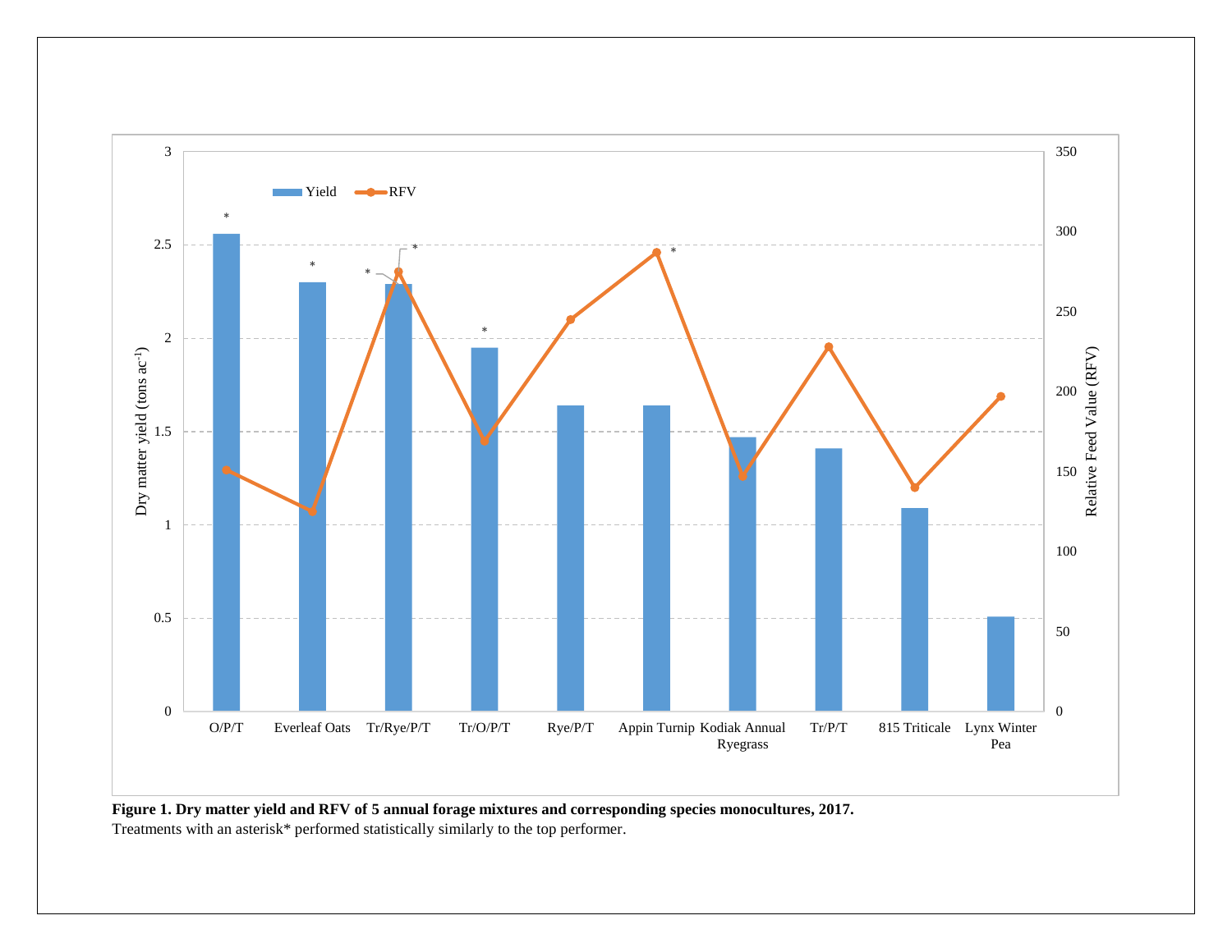3

2.5

2

1.5

1

0.5

0

350

300

250

200

150

100

50

0

Yield

RFV

Dry matter yield (tons ac$^{-1}$)

Relative Feed Value (RFV)

*

*

*

*

*

*

O/P/T

Everleaf Oats

Tr/Rye/P/T

Tr/O/P/T

Rye/P/T

Appin Turnip

Kodiak Annual Ryegrass

Tr/P/T

815 Triticale

Lynx Winter Pea

**Figure 1. Dry matter yield and RFV of 5 annual forage mixtures and corresponding species monocultures, 2017.**
Treatments with an asterisk* performed statistically similarly to the top performer.